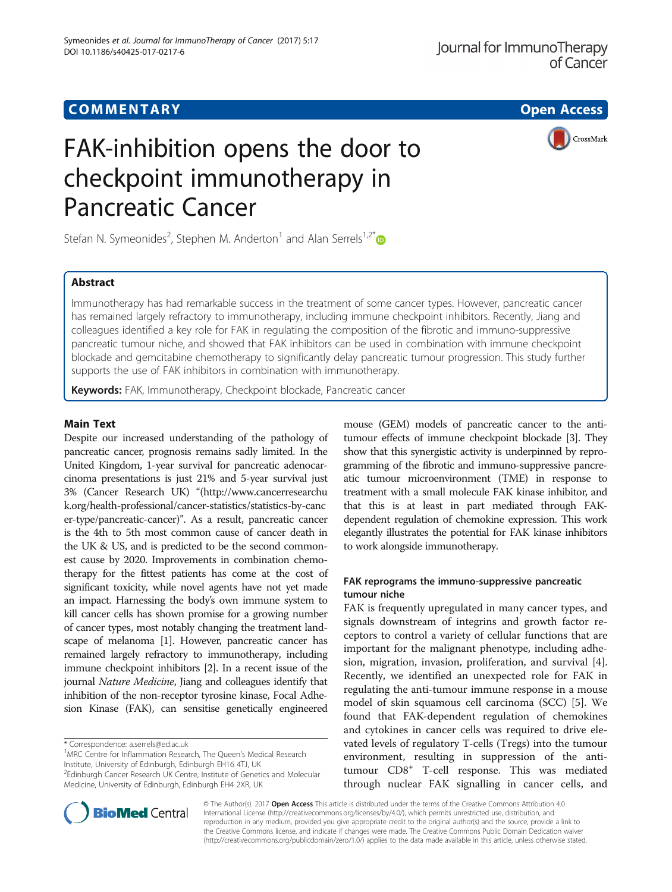COMMENTARY Open Access

# FAK-inhibition opens the door to checkpoint immunotherapy in Pancreatic Cancer

Stefan N. Symeonides[2], Stephen M. Anderton[1] and Alan Serrels[1,2*]

## Abstract

Immunotherapy has had remarkable success in the treatment of some cancer types. However, pancreatic cancer has remained largely refractory to immunotherapy, including immune checkpoint inhibitors. Recently, Jiang and colleagues identified a key role for FAK in regulating the composition of the fibrotic and immuno-suppressive pancreatic tumour niche, and showed that FAK inhibitors can be used in combination with immune checkpoint blockade and gemcitabine chemotherapy to significantly delay pancreatic tumour progression. This study further supports the use of FAK inhibitors in combination with immunotherapy.

**Keywords:** FAK, Immunotherapy, Checkpoint blockade, Pancreatic cancer

## Main Text

Despite our increased understanding of the pathology of pancreatic cancer, prognosis remains sadly limited. In the United Kingdom, 1-year survival for pancreatic adenocarcinoma presentations is just 21% and 5-year survival just 3% (Cancer Research UK) "(http://www.cancerresearchuk.org/health-professional/cancer-statistics/statistics-by-cancer-type/pancreatic-cancer)". As a result, pancreatic cancer is the 4th to 5th most common cause of cancer death in the UK & US, and is predicted to be the second commonest cause by 2020. Improvements in combination chemotherapy for the fittest patients has come at the cost of significant toxicity, while novel agents have not yet made an impact. Harnessing the body's own immune system to kill cancer cells has shown promise for a growing number of cancer types, most notably changing the treatment landscape of melanoma [1]. However, pancreatic cancer has remained largely refractory to immunotherapy, including immune checkpoint inhibitors [2]. In a recent issue of the journal *Nature Medicine*, Jiang and colleagues identify that inhibition of the non-receptor tyrosine kinase, Focal Adhesion Kinase (FAK), can sensitise genetically engineered mouse (GEM) models of pancreatic cancer to the anti-tumour effects of immune checkpoint blockade [3]. They show that this synergistic activity is underpinned by reprogramming of the fibrotic and immuno-suppressive pancreatic tumour microenvironment (TME) in response to treatment with a small molecule FAK kinase inhibitor, and that this is at least in part mediated through FAK-dependent regulation of chemokine expression. This work elegantly illustrates the potential for FAK kinase inhibitors to work alongside immunotherapy.

### FAK reprograms the immuno-suppressive pancreatic tumour niche

FAK is frequently upregulated in many cancer types, and signals downstream of integrins and growth factor receptors to control a variety of cellular functions that are important for the malignant phenotype, including adhesion, migration, invasion, proliferation, and survival [4]. Recently, we identified an unexpected role for FAK in regulating the anti-tumour immune response in a mouse model of skin squamous cell carcinoma (SCC) [5]. We found that FAK-dependent regulation of chemokines and cytokines in cancer cells was required to drive elevated levels of regulatory T-cells (Tregs) into the tumour environment, resulting in suppression of the anti-tumour CD8$^{+}$ T-cell response. This was mediated through nuclear FAK signalling in cancer cells, and

* Correspondence: a.serrels@ed.ac.uk
[1]MRC Centre for Inflammation Research, The Queen's Medical Research Institute, University of Edinburgh, Edinburgh EH16 4TJ, UK
[2]Edinburgh Cancer Research UK Centre, Institute of Genetics and Molecular Medicine, University of Edinburgh, Edinburgh EH4 2XR, UK

© The Author(s). 2017 **Open Access** This article is distributed under the terms of the Creative Commons Attribution 4.0 International License (http://creativecommons.org/licenses/by/4.0/), which permits unrestricted use, distribution, and reproduction in any medium, provided you give appropriate credit to the original author(s) and the source, provide a link to the Creative Commons license, and indicate if changes were made. The Creative Commons Public Domain Dedication waiver (http://creativecommons.org/publicdomain/zero/1.0/) applies to the data made available in this article, unless otherwise stated.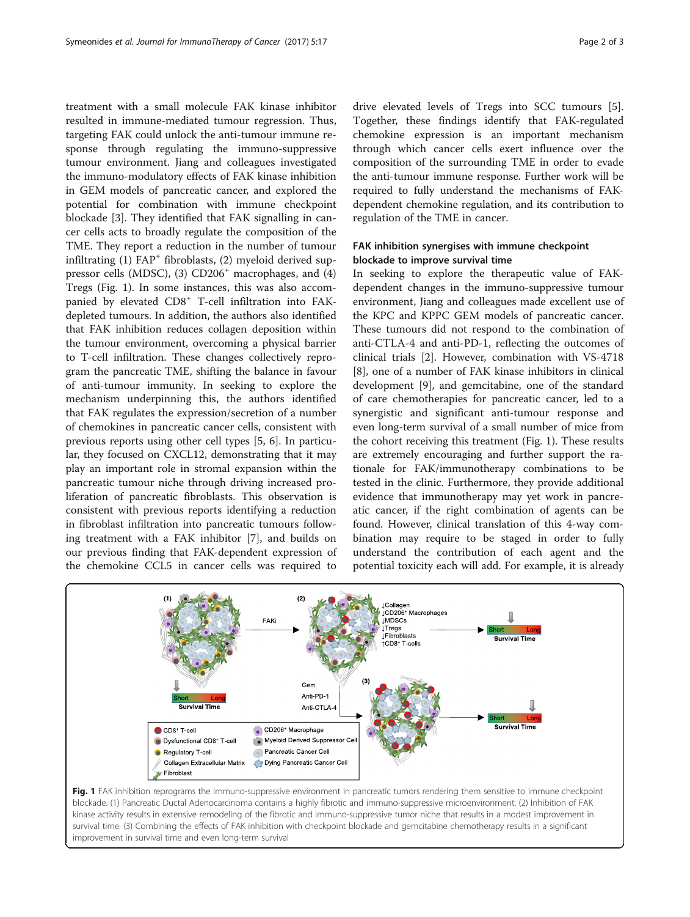treatment with a small molecule FAK kinase inhibitor resulted in immune-mediated tumour regression. Thus, targeting FAK could unlock the anti-tumour immune response through regulating the immuno-suppressive tumour environment. Jiang and colleagues investigated the immuno-modulatory effects of FAK kinase inhibition in GEM models of pancreatic cancer, and explored the potential for combination with immune checkpoint blockade [3]. They identified that FAK signalling in cancer cells acts to broadly regulate the composition of the TME. They report a reduction in the number of tumour infiltrating (1) FAP$^+$ fibroblasts, (2) myeloid derived suppressor cells (MDSC), (3) CD206$^+$ macrophages, and (4) Tregs (Fig. 1). In some instances, this was also accompanied by elevated CD8$^+$ T-cell infiltration into FAK-depleted tumours. In addition, the authors also identified that FAK inhibition reduces collagen deposition within the tumour environment, overcoming a physical barrier to T-cell infiltration. These changes collectively reprogram the pancreatic TME, shifting the balance in favour of anti-tumour immunity. In seeking to explore the mechanism underpinning this, the authors identified that FAK regulates the expression/secretion of a number of chemokines in pancreatic cancer cells, consistent with previous reports using other cell types [5, 6]. In particular, they focused on CXCL12, demonstrating that it may play an important role in stromal expansion within the pancreatic tumour niche through driving increased proliferation of pancreatic fibroblasts. This observation is consistent with previous reports identifying a reduction in fibroblast infiltration into pancreatic tumours following treatment with a FAK inhibitor [7], and builds on our previous finding that FAK-dependent expression of the chemokine CCL5 in cancer cells was required to drive elevated levels of Tregs into SCC tumours [5]. Together, these findings identify that FAK-regulated chemokine expression is an important mechanism through which cancer cells exert influence over the composition of the surrounding TME in order to evade the anti-tumour immune response. Further work will be required to fully understand the mechanisms of FAK-dependent chemokine regulation, and its contribution to regulation of the TME in cancer.

## FAK inhibition synergises with immune checkpoint blockade to improve survival time

In seeking to explore the therapeutic value of FAK-dependent changes in the immuno-suppressive tumour environment, Jiang and colleagues made excellent use of the KPC and KPPC GEM models of pancreatic cancer. These tumours did not respond to the combination of anti-CTLA-4 and anti-PD-1, reflecting the outcomes of clinical trials [2]. However, combination with VS-4718 [8], one of a number of FAK kinase inhibitors in clinical development [9], and gemcitabine, one of the standard of care chemotherapies for pancreatic cancer, led to a synergistic and significant anti-tumour response and even long-term survival of a small number of mice from the cohort receiving this treatment (Fig. 1). These results are extremely encouraging and further support the rationale for FAK/immunotherapy combinations to be tested in the clinic. Furthermore, they provide additional evidence that immunotherapy may yet work in pancreatic cancer, if the right combination of agents can be found. However, clinical translation of this 4-way combination may require to be staged in order to fully understand the contribution of each agent and the potential toxicity each will add. For example, it is already

**Fig. 1** FAK inhibition reprograms the immuno-suppressive environment in pancreatic tumors rendering them sensitive to immune checkpoint blockade. (1) Pancreatic Ductal Adenocarcinoma contains a highly fibrotic and immuno-suppressive microenvironment. (2) Inhibition of FAK kinase activity results in extensive remodeling of the fibrotic and immuno-suppressive tumor niche that results in a modest improvement in survival time. (3) Combining the effects of FAK inhibition with checkpoint blockade and gemcitabine chemotherapy results in a significant improvement in survival time and even long-term survival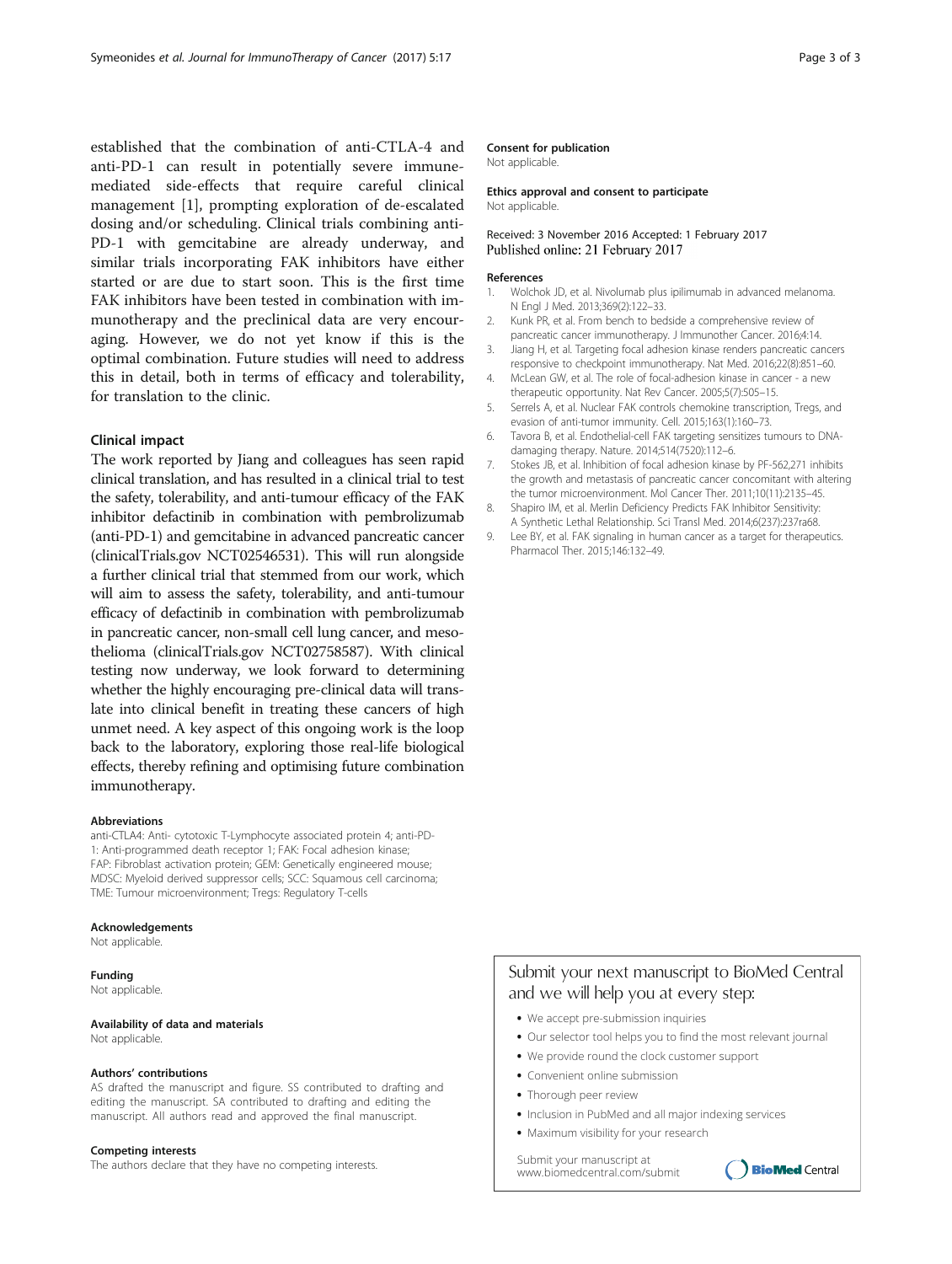established that the combination of anti-CTLA-4 and anti-PD-1 can result in potentially severe immune-mediated side-effects that require careful clinical management [1], prompting exploration of de-escalated dosing and/or scheduling. Clinical trials combining anti-PD-1 with gemcitabine are already underway, and similar trials incorporating FAK inhibitors have either started or are due to start soon. This is the first time FAK inhibitors have been tested in combination with immunotherapy and the preclinical data are very encouraging. However, we do not yet know if this is the optimal combination. Future studies will need to address this in detail, both in terms of efficacy and tolerability, for translation to the clinic.

### Clinical impact

The work reported by Jiang and colleagues has seen rapid clinical translation, and has resulted in a clinical trial to test the safety, tolerability, and anti-tumour efficacy of the FAK inhibitor defactinib in combination with pembrolizumab (anti-PD-1) and gemcitabine in advanced pancreatic cancer (clinicalTrials.gov NCT02546531). This will run alongside a further clinical trial that stemmed from our work, which will aim to assess the safety, tolerability, and anti-tumour efficacy of defactinib in combination with pembrolizumab in pancreatic cancer, non-small cell lung cancer, and mesothelioma (clinicalTrials.gov NCT02758587). With clinical testing now underway, we look forward to determining whether the highly encouraging pre-clinical data will translate into clinical benefit in treating these cancers of high unmet need. A key aspect of this ongoing work is the loop back to the laboratory, exploring those real-life biological effects, thereby refining and optimising future combination immunotherapy.

#### Abbreviations

anti-CTLA4: Anti- cytotoxic T-Lymphocyte associated protein 4; anti-PD-1: Anti-programmed death receptor 1; FAK: Focal adhesion kinase; FAP: Fibroblast activation protein; GEM: Genetically engineered mouse; MDSC: Myeloid derived suppressor cells; SCC: Squamous cell carcinoma; TME: Tumour microenvironment; Tregs: Regulatory T-cells

#### Acknowledgements

Not applicable.

#### Funding

Not applicable.

#### Availability of data and materials

Not applicable.

#### Authors' contributions

AS drafted the manuscript and figure. SS contributed to drafting and editing the manuscript. SA contributed to drafting and editing the manuscript. All authors read and approved the final manuscript.

#### Competing interests

The authors declare that they have no competing interests.

#### Consent for publication

Not applicable.

#### Ethics approval and consent to participate

Not applicable.

Received: 3 November 2016 Accepted: 1 February 2017
Published online: 21 February 2017

#### References

1. Wolchok JD, et al. Nivolumab plus ipilimumab in advanced melanoma. N Engl J Med. 2013;369(2):122–33.
2. Kunk PR, et al. From bench to bedside a comprehensive review of pancreatic cancer immunotherapy. J Immunother Cancer. 2016;4:14.
3. Jiang H, et al. Targeting focal adhesion kinase renders pancreatic cancers responsive to checkpoint immunotherapy. Nat Med. 2016;22(8):851–60.
4. McLean GW, et al. The role of focal-adhesion kinase in cancer - a new therapeutic opportunity. Nat Rev Cancer. 2005;5(7):505–15.
5. Serrels A, et al. Nuclear FAK controls chemokine transcription, Tregs, and evasion of anti-tumor immunity. Cell. 2015;163(1):160–73.
6. Tavora B, et al. Endothelial-cell FAK targeting sensitizes tumours to DNA-damaging therapy. Nature. 2014;514(7520):112–6.
7. Stokes JB, et al. Inhibition of focal adhesion kinase by PF-562,271 inhibits the growth and metastasis of pancreatic cancer concomitant with altering the tumor microenvironment. Mol Cancer Ther. 2011;10(11):2135–45.
8. Shapiro IM, et al. Merlin Deficiency Predicts FAK Inhibitor Sensitivity: A Synthetic Lethal Relationship. Sci Transl Med. 2014;6(237):237ra68.
9. Lee BY, et al. FAK signaling in human cancer as a target for therapeutics. Pharmacol Ther. 2015;146:132–49.

Submit your next manuscript to BioMed Central and we will help you at every step:

- We accept pre-submission inquiries
- Our selector tool helps you to find the most relevant journal
- We provide round the clock customer support
- Convenient online submission
- Thorough peer review
- Inclusion in PubMed and all major indexing services
- Maximum visibility for your research

Submit your manuscript at www.biomedcentral.com/submit

BioMed Central